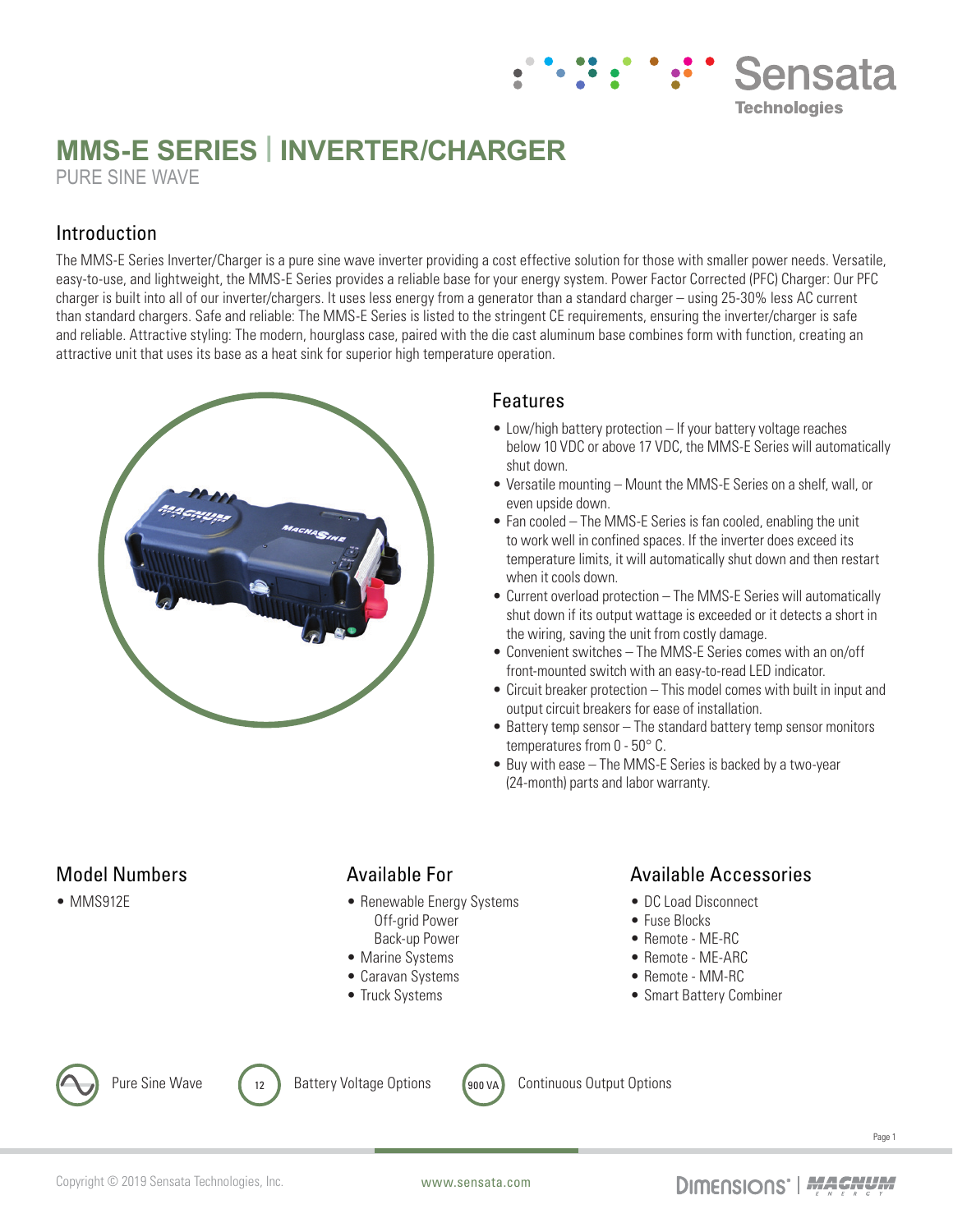# MMS-E SERIES | INVERTER/CHARGER

PURE SINE WAVE

## Introduction

The MMS-E Series Inverter/Charger is a pure sine wave inverter providing a cost effective solution for those with smaller power needs. Versatile, easy-to-use, and lightweight, the MMS-E Series provides a reliable base for your energy system. Power Factor Corrected (PFC) Charger: Our PFC charger is built into all of our inverter/chargers. It uses less energy from a generator than a standard charger – using 25-30% less AC current than standard chargers. Safe and reliable: The MMS-E Series is listed to the stringent CE requirements, ensuring the inverter/charger is safe and reliable. Attractive styling: The modern, hourglass case, paired with the die cast aluminum base combines form with function, creating an attractive unit that uses its base as a heat sink for superior high temperature operation.

## Features

- Low/high battery protection – If your battery voltage reaches below 10 VDC or above 17 VDC, the MMS-E Series will automatically shut down.
- Versatile mounting – Mount the MMS-E Series on a shelf, wall, or even upside down.
- Fan cooled – The MMS-E Series is fan cooled, enabling the unit to work well in confined spaces. If the inverter does exceed its temperature limits, it will automatically shut down and then restart when it cools down.
- Current overload protection – The MMS-E Series will automatically shut down if its output wattage is exceeded or it detects a short in the wiring, saving the unit from costly damage.
- Convenient switches – The MMS-E Series comes with an on/off front-mounted switch with an easy-to-read LED indicator.
- Circuit breaker protection – This model comes with built in input and output circuit breakers for ease of installation.
- Battery temp sensor – The standard battery temp sensor monitors temperatures from 0 - 50° C.
- Buy with ease – The MMS-E Series is backed by a two-year (24-month) parts and labor warranty.

## Model Numbers

- MMS912E

## Available For

- Renewable Energy Systems
  - Off-grid Power
  - Back-up Power
- Marine Systems
- Caravan Systems
- Truck Systems

## Available Accessories

- DC Load Disconnect
- Fuse Blocks
- Remote - ME-RC
- Remote - ME-ARC
- Remote - MM-RC
- Smart Battery Combiner

Pure Sine Wave | 12 Battery Voltage Options | 900 VA Continuous Output Options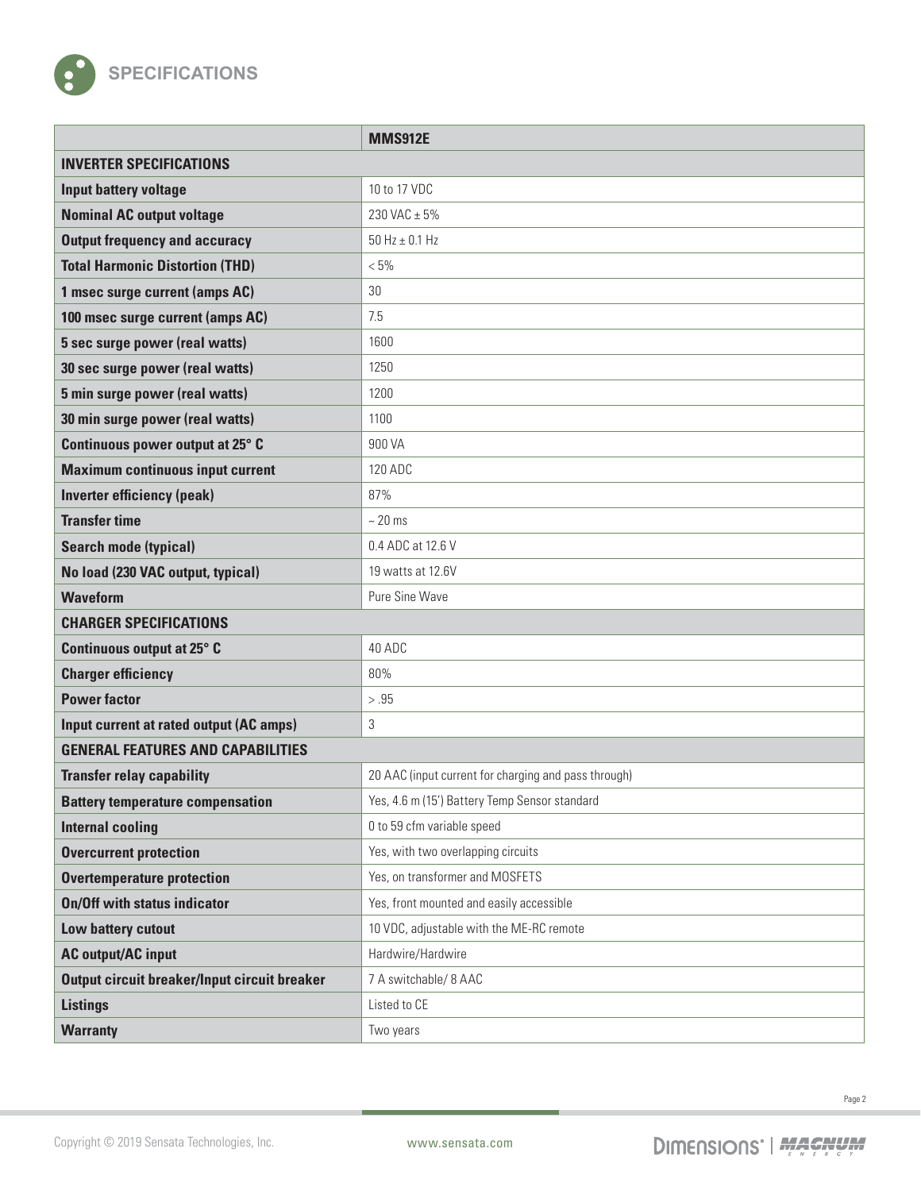## SPECIFICATIONS

| | MMS912E |
|---|---|
| **INVERTER SPECIFICATIONS** | |
| **Input battery voltage** | 10 to 17 VDC |
| **Nominal AC output voltage** | 230 VAC ± 5% |
| **Output frequency and accuracy** | 50 Hz ± 0.1 Hz |
| **Total Harmonic Distortion (THD)** | < 5% |
| **1 msec surge current (amps AC)** | 30 |
| **100 msec surge current (amps AC)** | 7.5 |
| **5 sec surge power (real watts)** | 1600 |
| **30 sec surge power (real watts)** | 1250 |
| **5 min surge power (real watts)** | 1200 |
| **30 min surge power (real watts)** | 1100 |
| **Continuous power output at 25° C** | 900 VA |
| **Maximum continuous input current** | 120 ADC |
| **Inverter efficiency (peak)** | 87% |
| **Transfer time** | ~ 20 ms |
| **Search mode (typical)** | 0.4 ADC at 12.6 V |
| **No load (230 VAC output, typical)** | 19 watts at 12.6V |
| **Waveform** | Pure Sine Wave |
| **CHARGER SPECIFICATIONS** | |
| **Continuous output at 25° C** | 40 ADC |
| **Charger efficiency** | 80% |
| **Power factor** | > .95 |
| **Input current at rated output (AC amps)** | 3 |
| **GENERAL FEATURES AND CAPABILITIES** | |
| **Transfer relay capability** | 20 AAC (input current for charging and pass through) |
| **Battery temperature compensation** | Yes, 4.6 m (15') Battery Temp Sensor standard |
| **Internal cooling** | 0 to 59 cfm variable speed |
| **Overcurrent protection** | Yes, with two overlapping circuits |
| **Overtemperature protection** | Yes, on transformer and MOSFETS |
| **On/Off with status indicator** | Yes, front mounted and easily accessible |
| **Low battery cutout** | 10 VDC, adjustable with the ME-RC remote |
| **AC output/AC input** | Hardwire/Hardwire |
| **Output circuit breaker/Input circuit breaker** | 7 A switchable/ 8 AAC |
| **Listings** | Listed to CE |
| **Warranty** | Two years |

Copyright © 2019 Sensata Technologies, Inc.    www.sensata.com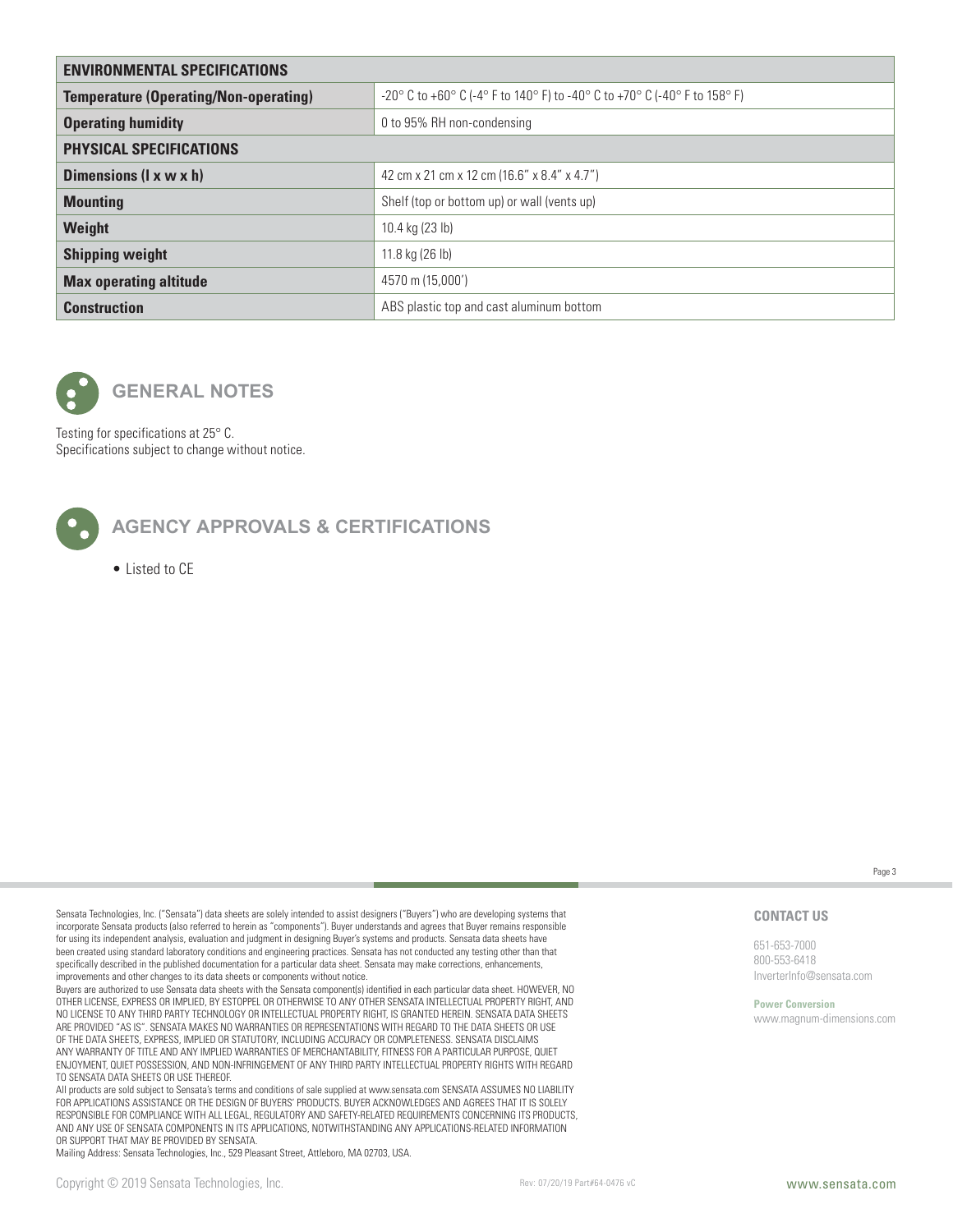| | |
|---|---|
| **ENVIRONMENTAL SPECIFICATIONS** | |
| **Temperature (Operating/Non-operating)** | -20° C to +60° C (-4° F to 140° F) to -40° C to +70° C (-40° F to 158° F) |
| **Operating humidity** | 0 to 95% RH non-condensing |
| **PHYSICAL SPECIFICATIONS** | |
| **Dimensions (l x w x h)** | 42 cm x 21 cm x 12 cm (16.6" x 8.4" x 4.7") |
| **Mounting** | Shelf (top or bottom up) or wall (vents up) |
| **Weight** | 10.4 kg (23 lb) |
| **Shipping weight** | 11.8 kg (26 lb) |
| **Max operating altitude** | 4570 m (15,000') |
| **Construction** | ABS plastic top and cast aluminum bottom |

## GENERAL NOTES

Testing for specifications at 25° C.
Specifications subject to change without notice.

## AGENCY APPROVALS & CERTIFICATIONS

- Listed to CE

Sensata Technologies, Inc. ("Sensata") data sheets are solely intended to assist designers ("Buyers") who are developing systems that incorporate Sensata products (also referred to herein as "components"). Buyer understands and agrees that Buyer remains responsible for using its independent analysis, evaluation and judgment in designing Buyer's systems and products. Sensata data sheets have been created using standard laboratory conditions and engineering practices. Sensata has not conducted any testing other than that specifically described in the published documentation for a particular data sheet. Sensata may make corrections, enhancements, improvements and other changes to its data sheets or components without notice.

Buyers are authorized to use Sensata data sheets with the Sensata component(s) identified in each particular data sheet. HOWEVER, NO OTHER LICENSE, EXPRESS OR IMPLIED, BY ESTOPPEL OR OTHERWISE TO ANY OTHER SENSATA INTELLECTUAL PROPERTY RIGHT, AND NO LICENSE TO ANY THIRD PARTY TECHNOLOGY OR INTELLECTUAL PROPERTY RIGHT, IS GRANTED HEREIN. SENSATA DATA SHEETS ARE PROVIDED "AS IS". SENSATA MAKES NO WARRANTIES OR REPRESENTATIONS WITH REGARD TO THE DATA SHEETS OR USE OF THE DATA SHEETS, EXPRESS, IMPLIED OR STATUTORY, INCLUDING ACCURACY OR COMPLETENESS. SENSATA DISCLAIMS ANY WARRANTY OF TITLE AND ANY IMPLIED WARRANTIES OF MERCHANTABILITY, FITNESS FOR A PARTICULAR PURPOSE, QUIET ENJOYMENT, QUIET POSSESSION, AND NON-INFRINGEMENT OF ANY THIRD PARTY INTELLECTUAL PROPERTY RIGHTS WITH REGARD TO SENSATA DATA SHEETS OR USE THEREOF.

All products are sold subject to Sensata's terms and conditions of sale supplied at www.sensata.com SENSATA ASSUMES NO LIABILITY FOR APPLICATIONS ASSISTANCE OR THE DESIGN OF BUYERS' PRODUCTS. BUYER ACKNOWLEDGES AND AGREES THAT IT IS SOLELY RESPONSIBLE FOR COMPLIANCE WITH ALL LEGAL, REGULATORY AND SAFETY-RELATED REQUIREMENTS CONCERNING ITS PRODUCTS, AND ANY USE OF SENSATA COMPONENTS IN ITS APPLICATIONS, NOTWITHSTANDING ANY APPLICATIONS-RELATED INFORMATION OR SUPPORT THAT MAY BE PROVIDED BY SENSATA.

Mailing Address: Sensata Technologies, Inc., 529 Pleasant Street, Attleboro, MA 02703, USA.

**CONTACT US**

651-653-7000
800-553-6418
InverterInfo@sensata.com

**Power Conversion**
www.magnum-dimensions.com

Copyright © 2019 Sensata Technologies, Inc.

Rev: 07/20/19 Part#64-0476 vC

www.sensata.com